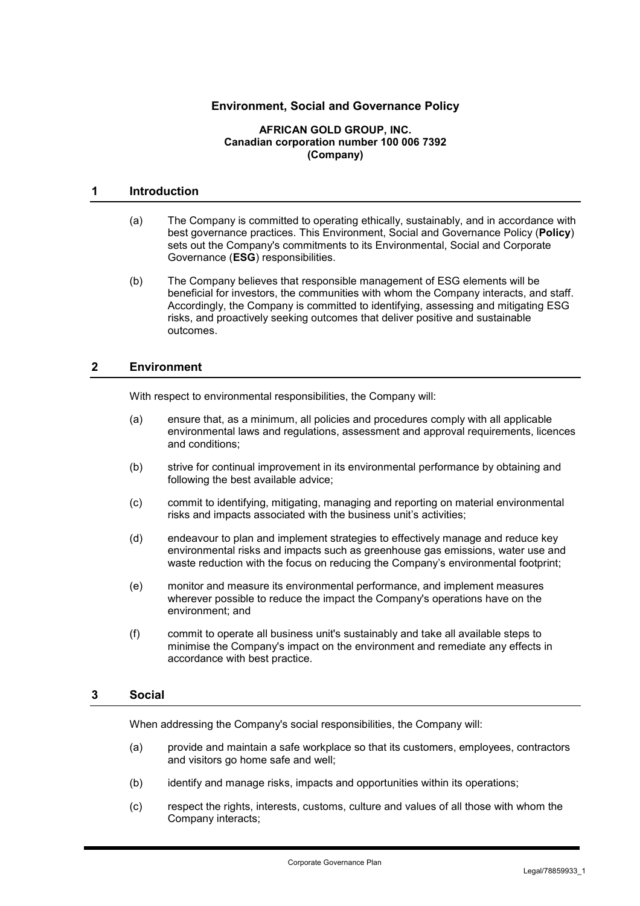# Environment, Social and Governance Policy

**AFRICAN GOLD GROUP, INC.**
**Canadian corporation number 100 006 7392**
**(Company)**

## 1 Introduction

(a) The Company is committed to operating ethically, sustainably, and in accordance with best governance practices. This Environment, Social and Governance Policy (**Policy**) sets out the Company's commitments to its Environmental, Social and Corporate Governance (**ESG**) responsibilities.

(b) The Company believes that responsible management of ESG elements will be beneficial for investors, the communities with whom the Company interacts, and staff. Accordingly, the Company is committed to identifying, assessing and mitigating ESG risks, and proactively seeking outcomes that deliver positive and sustainable outcomes.

## 2 Environment

With respect to environmental responsibilities, the Company will:

(a) ensure that, as a minimum, all policies and procedures comply with all applicable environmental laws and regulations, assessment and approval requirements, licences and conditions;

(b) strive for continual improvement in its environmental performance by obtaining and following the best available advice;

(c) commit to identifying, mitigating, managing and reporting on material environmental risks and impacts associated with the business unit's activities;

(d) endeavour to plan and implement strategies to effectively manage and reduce key environmental risks and impacts such as greenhouse gas emissions, water use and waste reduction with the focus on reducing the Company's environmental footprint;

(e) monitor and measure its environmental performance, and implement measures wherever possible to reduce the impact the Company's operations have on the environment; and

(f) commit to operate all business unit's sustainably and take all available steps to minimise the Company's impact on the environment and remediate any effects in accordance with best practice.

## 3 Social

When addressing the Company's social responsibilities, the Company will:

(a) provide and maintain a safe workplace so that its customers, employees, contractors and visitors go home safe and well;

(b) identify and manage risks, impacts and opportunities within its operations;

(c) respect the rights, interests, customs, culture and values of all those with whom the Company interacts;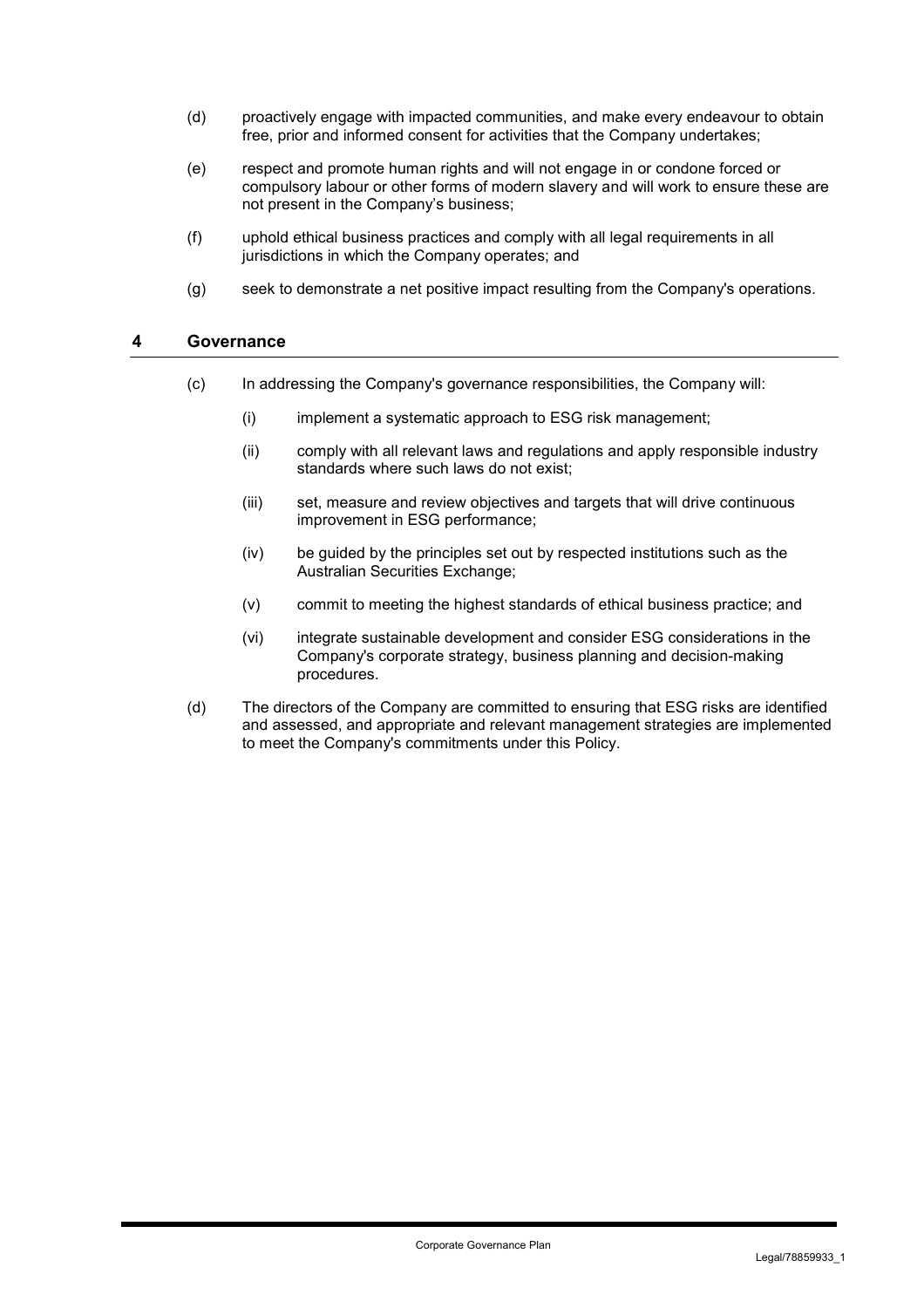(d) proactively engage with impacted communities, and make every endeavour to obtain free, prior and informed consent for activities that the Company undertakes;

(e) respect and promote human rights and will not engage in or condone forced or compulsory labour or other forms of modern slavery and will work to ensure these are not present in the Company's business;

(f) uphold ethical business practices and comply with all legal requirements in all jurisdictions in which the Company operates; and

(g) seek to demonstrate a net positive impact resulting from the Company's operations.

## 4 Governance

(c) In addressing the Company's governance responsibilities, the Company will:

  (i) implement a systematic approach to ESG risk management;

  (ii) comply with all relevant laws and regulations and apply responsible industry standards where such laws do not exist;

  (iii) set, measure and review objectives and targets that will drive continuous improvement in ESG performance;

  (iv) be guided by the principles set out by respected institutions such as the Australian Securities Exchange;

  (v) commit to meeting the highest standards of ethical business practice; and

  (vi) integrate sustainable development and consider ESG considerations in the Company's corporate strategy, business planning and decision-making procedures.

(d) The directors of the Company are committed to ensuring that ESG risks are identified and assessed, and appropriate and relevant management strategies are implemented to meet the Company's commitments under this Policy.